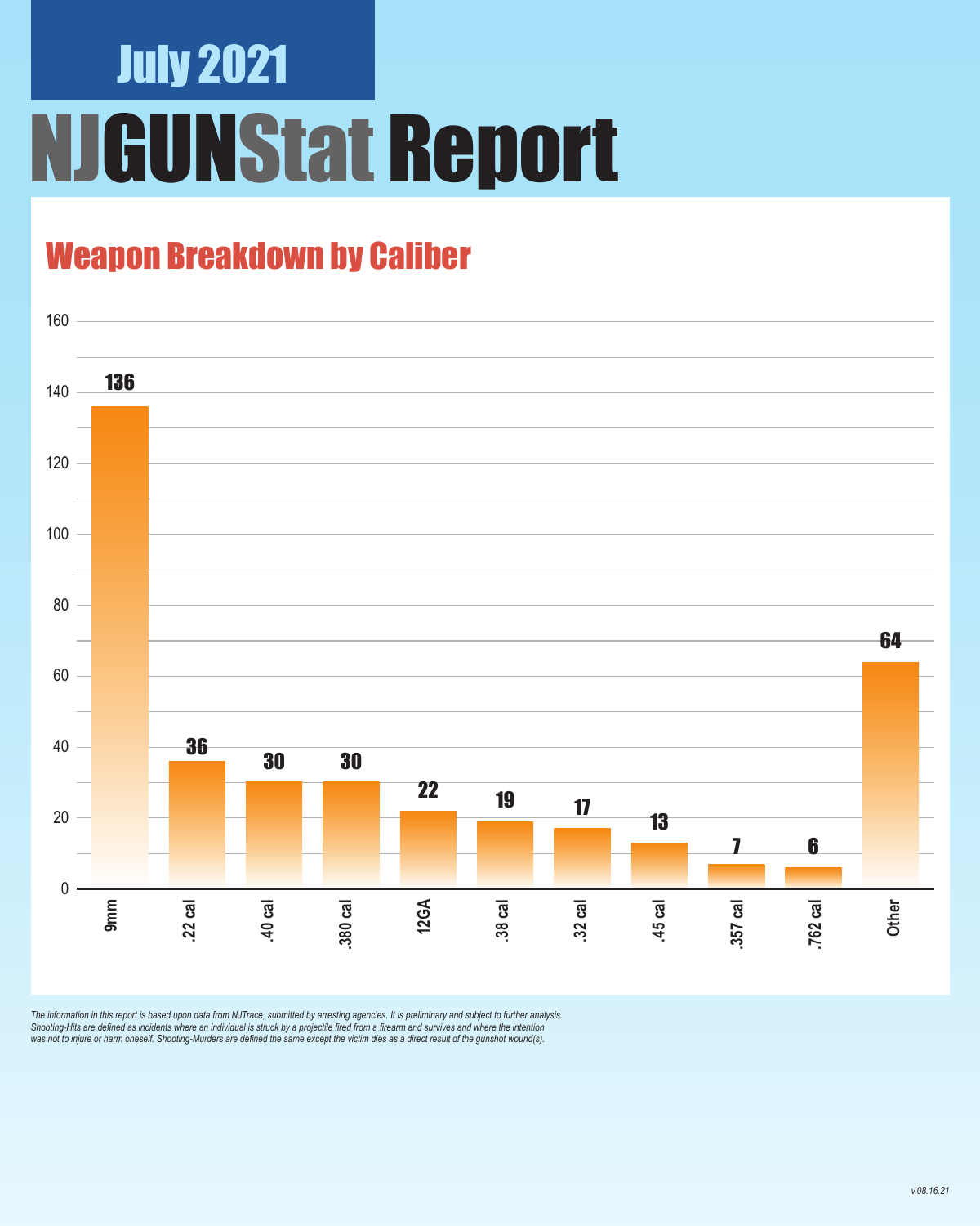July 2021

# NJGUNStat Report

## Weapon Breakdown by Caliber

| Caliber | Count |
|---|---|
| 9mm | 136 |
| .22 cal | 36 |
| .40 cal | 30 |
| .380 cal | 30 |
| 12GA | 22 |
| .38 cal | 19 |
| .32 cal | 17 |
| .45 cal | 13 |
| .357 cal | 7 |
| .762 cal | 6 |
| Other | 64 |

*The information in this report is based upon data from NJTrace, submitted by arresting agencies. It is preliminary and subject to further analysis. Shooting-Hits are defined as incidents where an individual is struck by a projectile fired from a firearm and survives and where the intention was not to injure or harm oneself. Shooting-Murders are defined the same except the victim dies as a direct result of the gunshot wound(s).*

*v.08.16.21*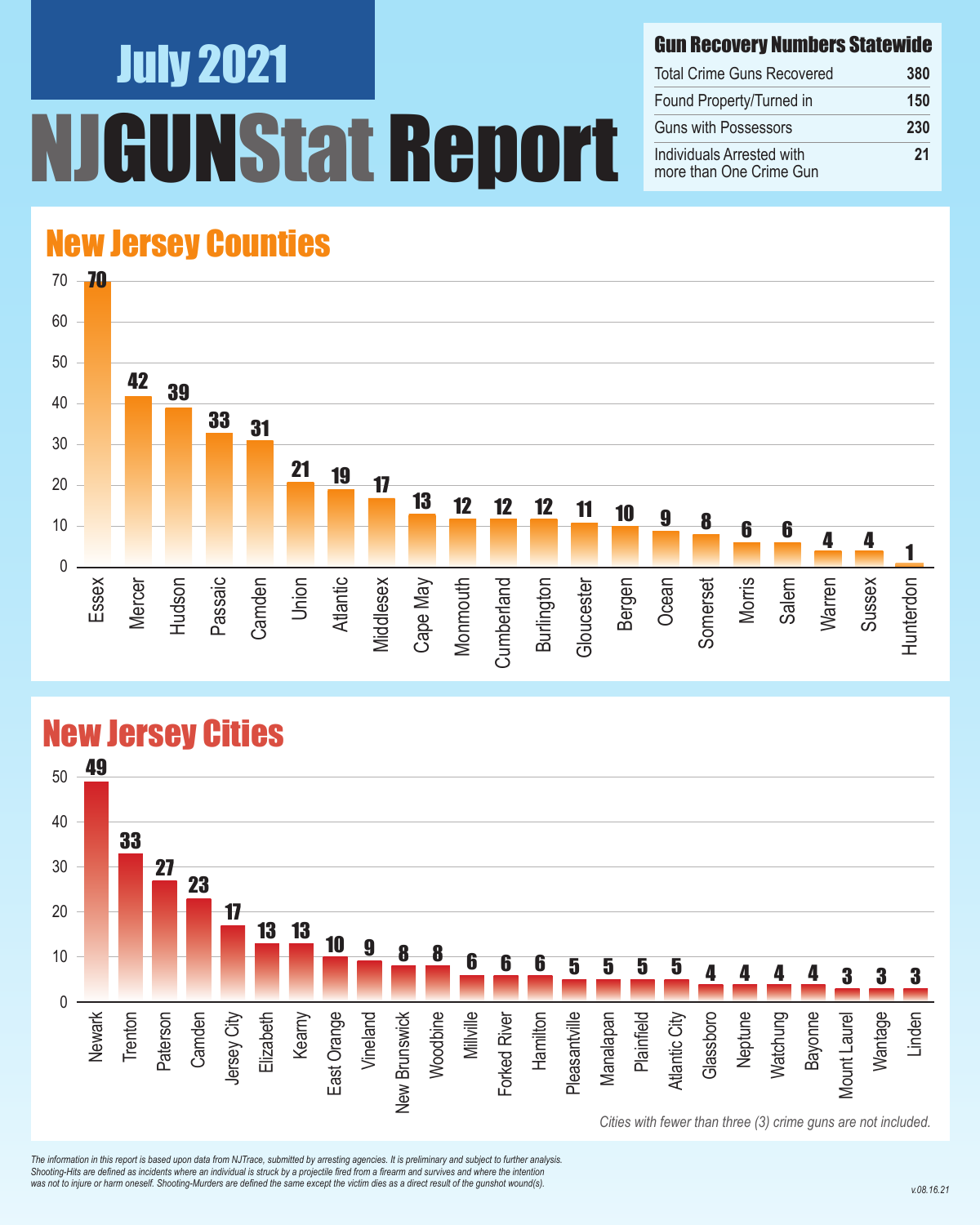# July 2021

# NJGUNStat Report

## Gun Recovery Numbers Statewide

| | |
|---|---|
| Total Crime Guns Recovered | 380 |
| Found Property/Turned in | 150 |
| Guns with Possessors | 230 |
| Individuals Arrested with more than One Crime Gun | 21 |

## New Jersey Counties

| County | Crime Guns |
|---|---|
| Essex | 70 |
| Mercer | 42 |
| Hudson | 39 |
| Passaic | 33 |
| Camden | 31 |
| Union | 21 |
| Atlantic | 19 |
| Middlesex | 17 |
| Cape May | 13 |
| Monmouth | 12 |
| Cumberland | 12 |
| Burlington | 12 |
| Gloucester | 11 |
| Bergen | 10 |
| Ocean | 9 |
| Somerset | 8 |
| Morris | 6 |
| Salem | 6 |
| Warren | 4 |
| Sussex | 4 |
| Hunterdon | 1 |

## New Jersey Cities

| City | Crime Guns |
|---|---|
| Newark | 49 |
| Trenton | 33 |
| Paterson | 27 |
| Camden | 23 |
| Jersey City | 17 |
| Elizabeth | 13 |
| Kearny | 13 |
| East Orange | 10 |
| Vineland | 9 |
| New Brunswick | 8 |
| Woodbine | 8 |
| Millville | 6 |
| Forked River | 6 |
| Hamilton | 6 |
| Pleasantville | 5 |
| Manalapan | 5 |
| Plainfield | 5 |
| Atlantic City | 5 |
| Glassboro | 4 |
| Neptune | 4 |
| Watchung | 4 |
| Bayonne | 4 |
| Mount Laurel | 3 |
| Wantage | 3 |
| Linden | 3 |

*Cities with fewer than three (3) crime guns are not included.*

*The information in this report is based upon data from NJTrace, submitted by arresting agencies. It is preliminary and subject to further analysis. Shooting-Hits are defined as incidents where an individual is struck by a projectile fired from a firearm and survives and where the intention was not to injure or harm oneself. Shooting-Murders are defined the same except the victim dies as a direct result of the gunshot wound(s).*

v.08.16.21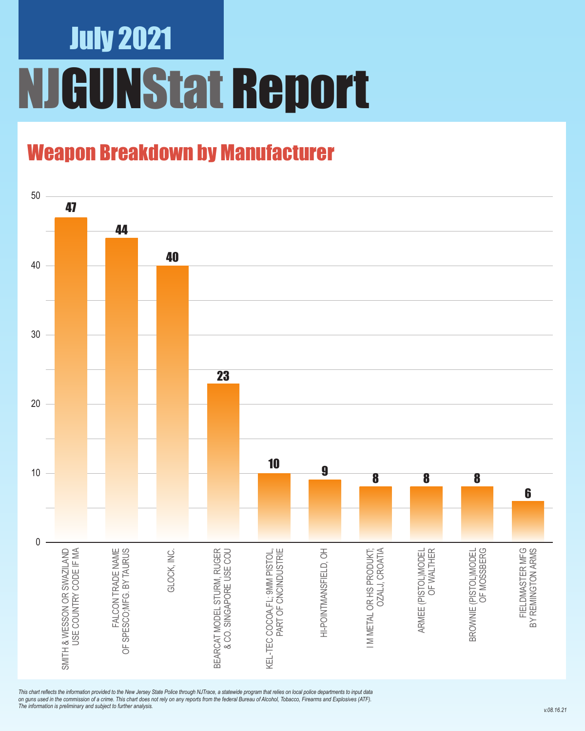# July 2021

# NJGUNStat Report

## Weapon Breakdown by Manufacturer

| Manufacturer | Count |
|---|---|
| SMITH & WESSON OR SWAZILAND USE COUNTRY CODE IF MA | 47 |
| FALCON TRADE NAME OF SPESCO;MFG. BY TAURUS | 44 |
| GLOCK, INC. | 40 |
| BEARCAT MODEL STURM, RUGER & CO. SINGAPORE USE COU | 23 |
| KEL-TEC COCOA,FL; 9MM PISTOL, PART OF CNCINDUSTRIE | 10 |
| HI-POINTMANSFIELD, OH | 9 |
| I M METAL OR HS PRODUKT; OZALJ, CROATIA | 8 |
| ARMEE (PISTOL)MODEL OF WALTHER | 8 |
| BROWNIE (PISTOL)MODEL OF MOSSBERG | 8 |
| FIELDMASTER MFG BY REMINGTON ARMS | 6 |

*This chart reflects the information provided to the New Jersey State Police through NJTrace, a statewide program that relies on local police departments to input data on guns used in the commission of a crime. This chart does not rely on any reports from the federal Bureau of Alcohol, Tobacco, Firearms and Explosives (ATF). The information is preliminary and subject to further analysis.*

*v.08.16.21*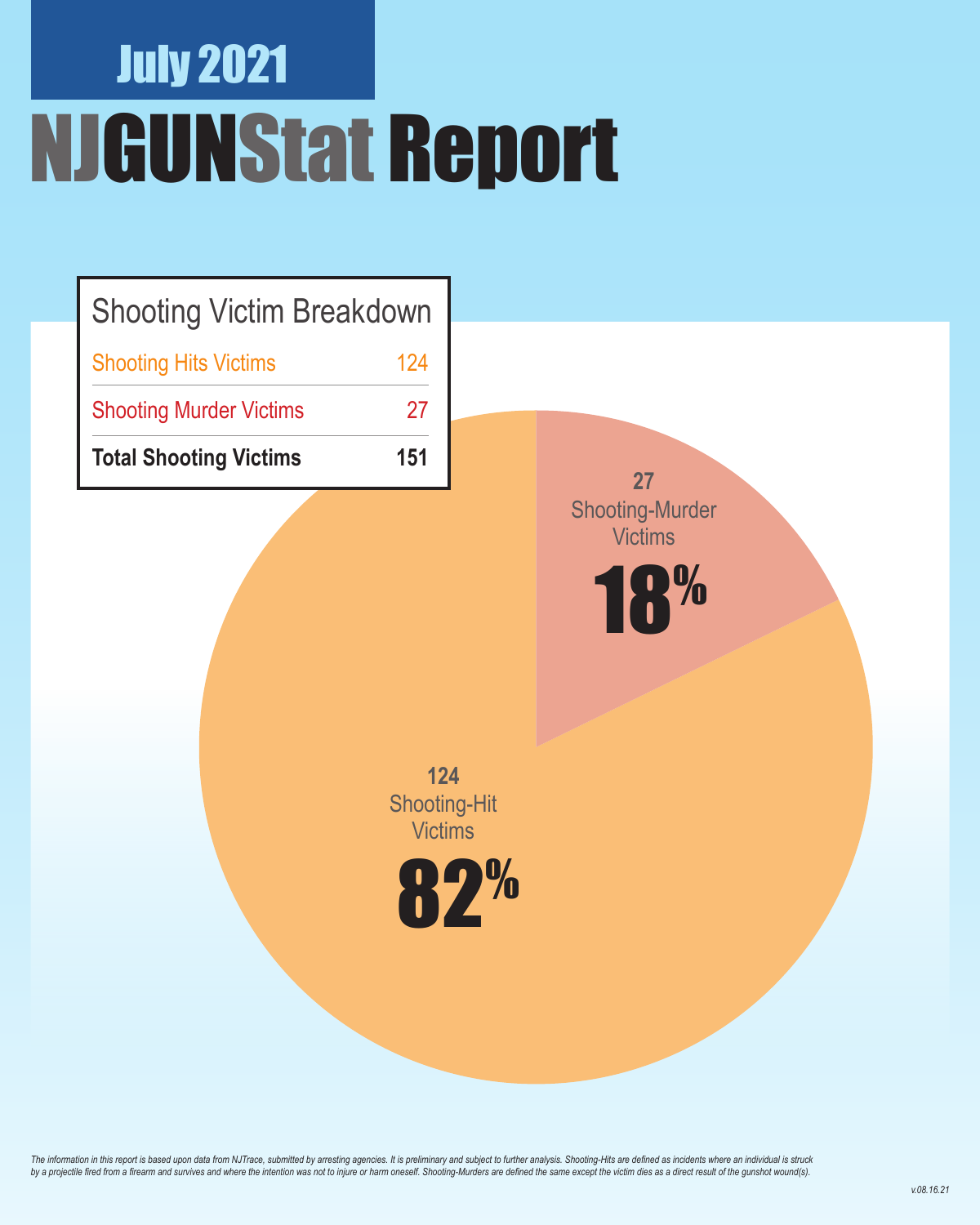# July 2021

# NJGUNStat Report

## Shooting Victim Breakdown

| | |
|---|---|
| Shooting Hits Victims | 124 |
| Shooting Murder Victims | 27 |
| **Total Shooting Victims** | **151** |

27
Shooting-Murder Victims
18%

124
Shooting-Hit Victims
82%

*The information in this report is based upon data from NJTrace, submitted by arresting agencies. It is preliminary and subject to further analysis. Shooting-Hits are defined as incidents where an individual is struck by a projectile fired from a firearm and survives and where the intention was not to injure or harm oneself. Shooting-Murders are defined the same except the victim dies as a direct result of the gunshot wound(s).*

v.08.16.21